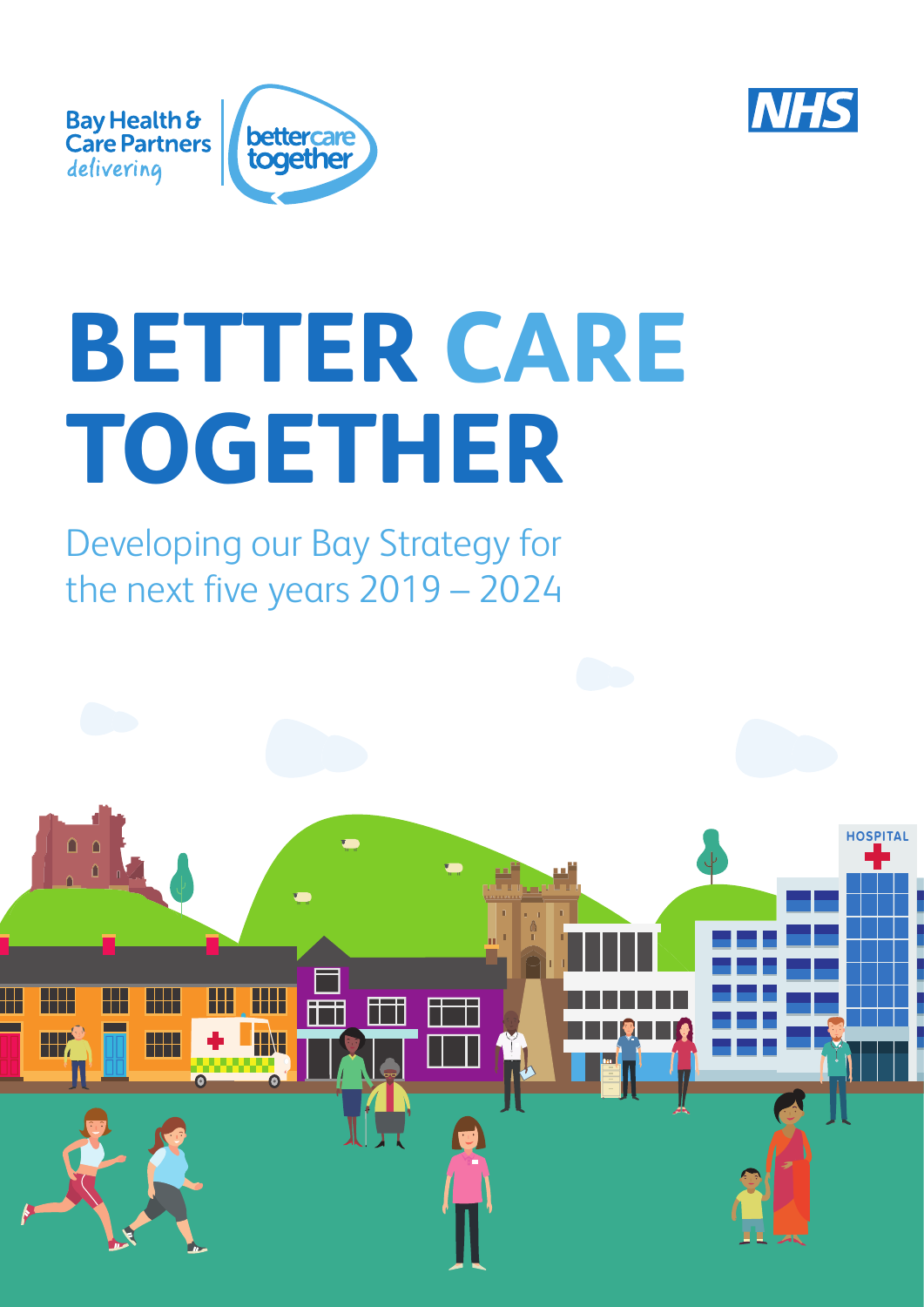Bay Health & Care Partners
delivering

better care together

NHS

# BETTER CARE TOGETHER

## Developing our Bay Strategy for the next five years 2019 – 2024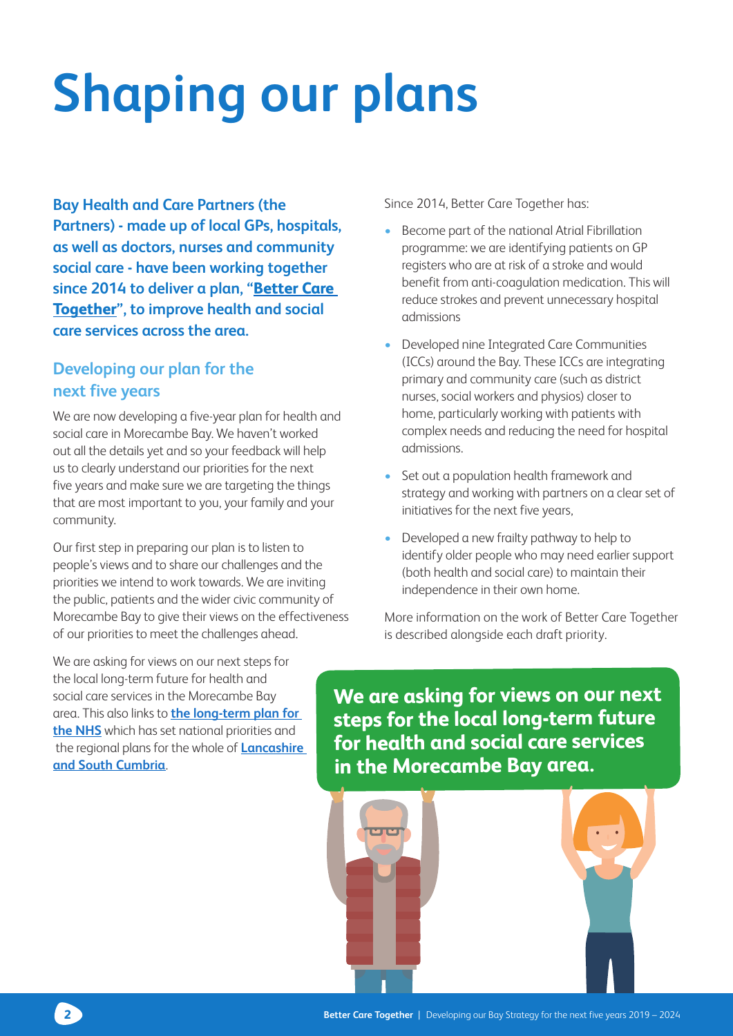# Shaping our plans

**Bay Health and Care Partners (the Partners) - made up of local GPs, hospitals, as well as doctors, nurses and community social care - have been working together since 2014 to deliver a plan, "Better Care Together", to improve health and social care services across the area.**

## Developing our plan for the next five years

We are now developing a five-year plan for health and social care in Morecambe Bay. We haven't worked out all the details yet and so your feedback will help us to clearly understand our priorities for the next five years and make sure we are targeting the things that are most important to you, your family and your community.

Our first step in preparing our plan is to listen to people's views and to share our challenges and the priorities we intend to work towards. We are inviting the public, patients and the wider civic community of Morecambe Bay to give their views on the effectiveness of our priorities to meet the challenges ahead.

We are asking for views on our next steps for the local long-term future for health and social care services in the Morecambe Bay area. This also links to **the long-term plan for the NHS** which has set national priorities and the regional plans for the whole of **Lancashire and South Cumbria**.

Since 2014, Better Care Together has:

- Become part of the national Atrial Fibrillation programme: we are identifying patients on GP registers who are at risk of a stroke and would benefit from anti-coagulation medication. This will reduce strokes and prevent unnecessary hospital admissions
- Developed nine Integrated Care Communities (ICCs) around the Bay. These ICCs are integrating primary and community care (such as district nurses, social workers and physios) closer to home, particularly working with patients with complex needs and reducing the need for hospital admissions.
- Set out a population health framework and strategy and working with partners on a clear set of initiatives for the next five years,
- Developed a new frailty pathway to help to identify older people who may need earlier support (both health and social care) to maintain their independence in their own home.

More information on the work of Better Care Together is described alongside each draft priority.

**We are asking for views on our next steps for the local long-term future for health and social care services in the Morecambe Bay area.**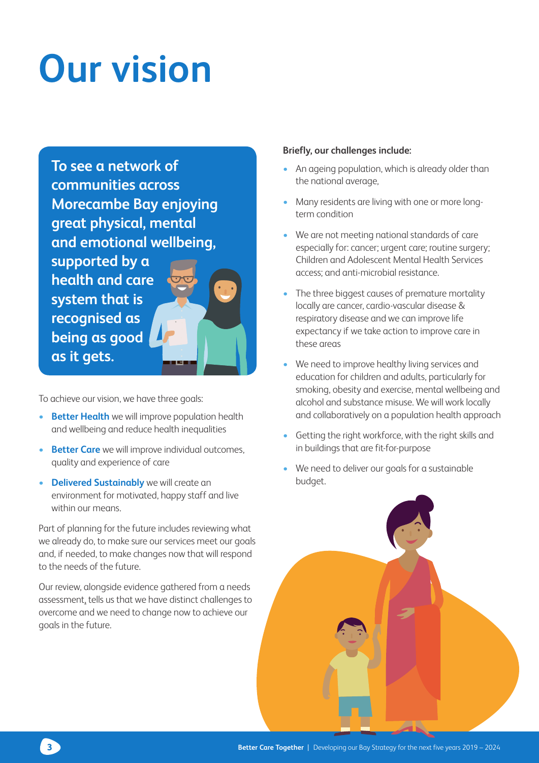# Our vision

**To see a network of communities across Morecambe Bay enjoying great physical, mental and emotional wellbeing, supported by a health and care system that is recognised as being as good as it gets.**

To achieve our vision, we have three goals:

- **Better Health** we will improve population health and wellbeing and reduce health inequalities
- **Better Care** we will improve individual outcomes, quality and experience of care
- **Delivered Sustainably** we will create an environment for motivated, happy staff and live within our means.

Part of planning for the future includes reviewing what we already do, to make sure our services meet our goals and, if needed, to make changes now that will respond to the needs of the future.

Our review, alongside evidence gathered from a needs assessment, tells us that we have distinct challenges to overcome and we need to change now to achieve our goals in the future.

**Briefly, our challenges include:**

- An ageing population, which is already older than the national average,
- Many residents are living with one or more long-term condition
- We are not meeting national standards of care especially for: cancer; urgent care; routine surgery; Children and Adolescent Mental Health Services access; and anti-microbial resistance.
- The three biggest causes of premature mortality locally are cancer, cardio-vascular disease & respiratory disease and we can improve life expectancy if we take action to improve care in these areas
- We need to improve healthy living services and education for children and adults, particularly for smoking, obesity and exercise, mental wellbeing and alcohol and substance misuse. We will work locally and collaboratively on a population health approach
- Getting the right workforce, with the right skills and in buildings that are fit-for-purpose
- We need to deliver our goals for a sustainable budget.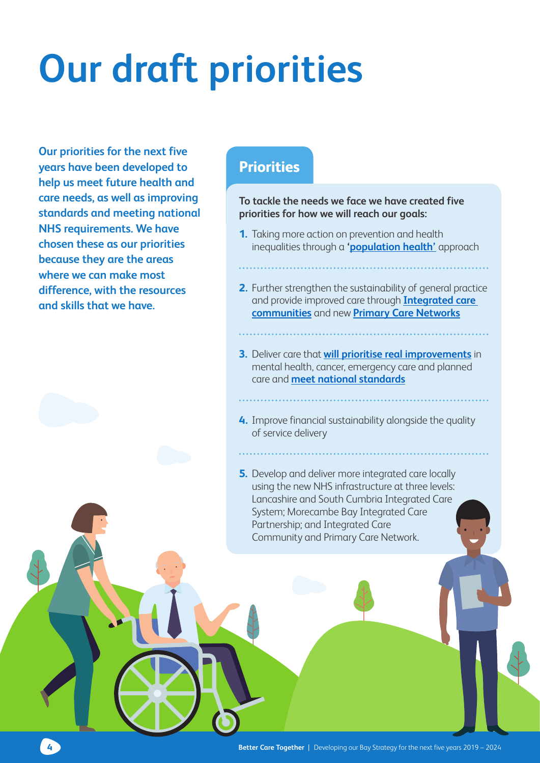# Our draft priorities

**Our priorities for the next five years have been developed to help us meet future health and care needs, as well as improving standards and meeting national NHS requirements. We have chosen these as our priorities because they are the areas where we can make most difference, with the resources and skills that we have.**

## Priorities

**To tackle the needs we face we have created five priorities for how we will reach our goals:**

1. Taking more action on prevention and health inequalities through a **'population health'** approach
2. Further strengthen the sustainability of general practice and provide improved care through **Integrated care communities** and new **Primary Care Networks**
3. Deliver care that **will prioritise real improvements** in mental health, cancer, emergency care and planned care and **meet national standards**
4. Improve financial sustainability alongside the quality of service delivery
5. Develop and deliver more integrated care locally using the new NHS infrastructure at three levels: Lancashire and South Cumbria Integrated Care System; Morecambe Bay Integrated Care Partnership; and Integrated Care Community and Primary Care Network.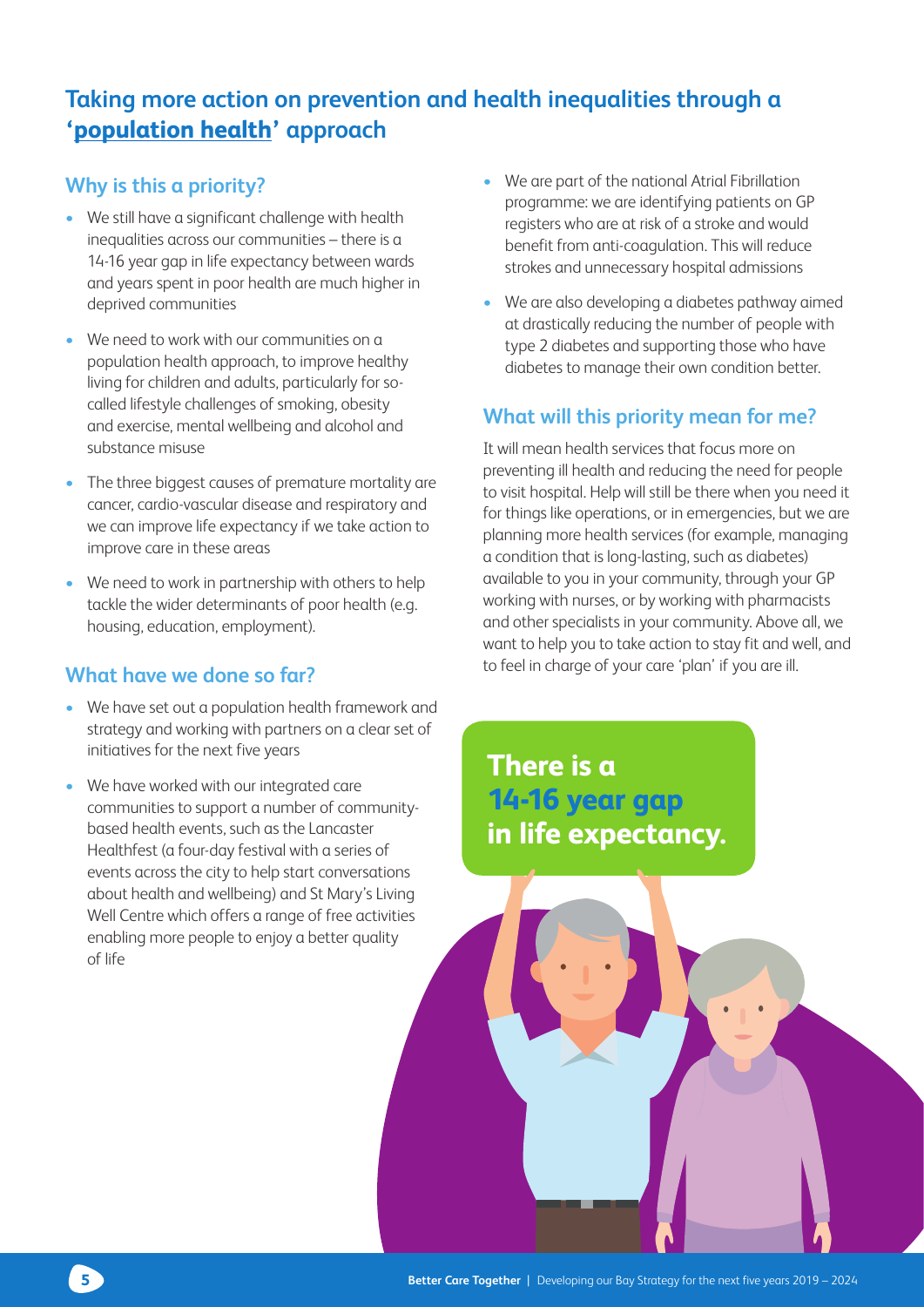## Taking more action on prevention and health inequalities through a '[population health](#)' approach

### Why is this a priority?

- We still have a significant challenge with health inequalities across our communities – there is a 14-16 year gap in life expectancy between wards and years spent in poor health are much higher in deprived communities
- We need to work with our communities on a population health approach, to improve healthy living for children and adults, particularly for so-called lifestyle challenges of smoking, obesity and exercise, mental wellbeing and alcohol and substance misuse
- The three biggest causes of premature mortality are cancer, cardio-vascular disease and respiratory and we can improve life expectancy if we take action to improve care in these areas
- We need to work in partnership with others to help tackle the wider determinants of poor health (e.g. housing, education, employment).

### What have we done so far?

- We have set out a population health framework and strategy and working with partners on a clear set of initiatives for the next five years
- We have worked with our integrated care communities to support a number of community-based health events, such as the Lancaster Healthfest (a four-day festival with a series of events across the city to help start conversations about health and wellbeing) and St Mary's Living Well Centre which offers a range of free activities enabling more people to enjoy a better quality of life
- We are part of the national Atrial Fibrillation programme: we are identifying patients on GP registers who are at risk of a stroke and would benefit from anti-coagulation. This will reduce strokes and unnecessary hospital admissions
- We are also developing a diabetes pathway aimed at drastically reducing the number of people with type 2 diabetes and supporting those who have diabetes to manage their own condition better.

### What will this priority mean for me?

It will mean health services that focus more on preventing ill health and reducing the need for people to visit hospital. Help will still be there when you need it for things like operations, or in emergencies, but we are planning more health services (for example, managing a condition that is long-lasting, such as diabetes) available to you in your community, through your GP working with nurses, or by working with pharmacists and other specialists in your community. Above all, we want to help you to take action to stay fit and well, and to feel in charge of your care 'plan' if you are ill.

**There is a 14-16 year gap in life expectancy.**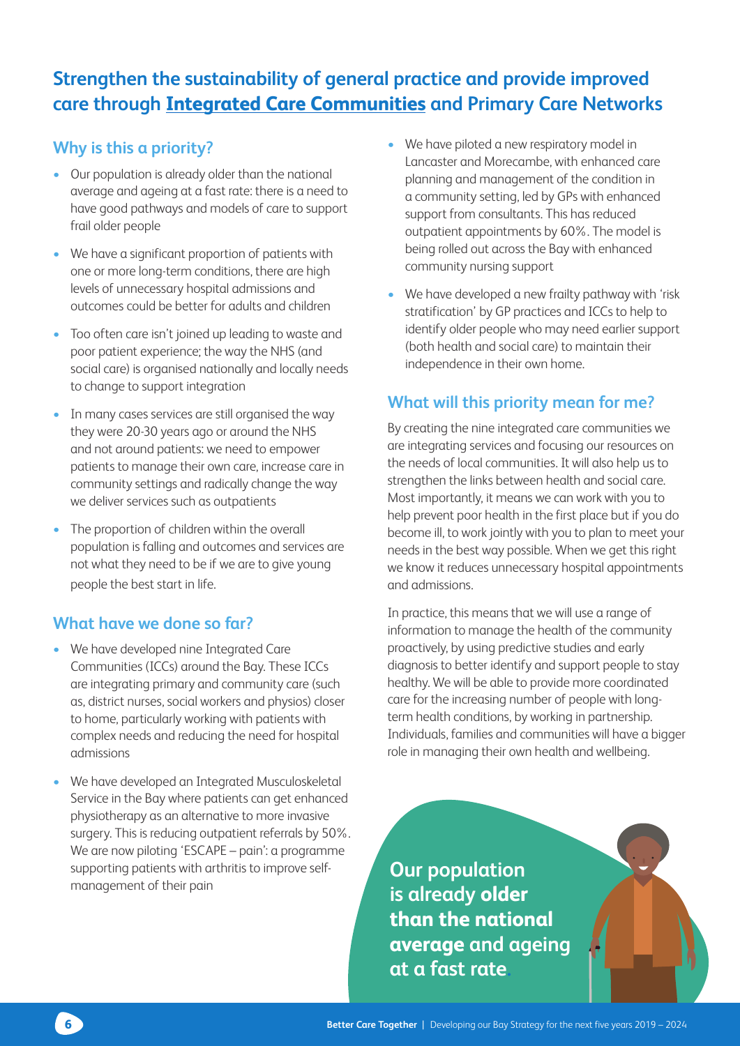## Strengthen the sustainability of general practice and provide improved care through **Integrated Care Communities** and Primary Care Networks

### Why is this a priority?

- Our population is already older than the national average and ageing at a fast rate: there is a need to have good pathways and models of care to support frail older people
- We have a significant proportion of patients with one or more long-term conditions, there are high levels of unnecessary hospital admissions and outcomes could be better for adults and children
- Too often care isn't joined up leading to waste and poor patient experience; the way the NHS (and social care) is organised nationally and locally needs to change to support integration
- In many cases services are still organised the way they were 20-30 years ago or around the NHS and not around patients: we need to empower patients to manage their own care, increase care in community settings and radically change the way we deliver services such as outpatients
- The proportion of children within the overall population is falling and outcomes and services are not what they need to be if we are to give young people the best start in life.

### What have we done so far?

- We have developed nine Integrated Care Communities (ICCs) around the Bay. These ICCs are integrating primary and community care (such as, district nurses, social workers and physios) closer to home, particularly working with patients with complex needs and reducing the need for hospital admissions
- We have developed an Integrated Musculoskeletal Service in the Bay where patients can get enhanced physiotherapy as an alternative to more invasive surgery. This is reducing outpatient referrals by 50%. We are now piloting 'ESCAPE – pain': a programme supporting patients with arthritis to improve self-management of their pain
- We have piloted a new respiratory model in Lancaster and Morecambe, with enhanced care planning and management of the condition in a community setting, led by GPs with enhanced support from consultants. This has reduced outpatient appointments by 60%. The model is being rolled out across the Bay with enhanced community nursing support
- We have developed a new frailty pathway with 'risk stratification' by GP practices and ICCs to help to identify older people who may need earlier support (both health and social care) to maintain their independence in their own home.

### What will this priority mean for me?

By creating the nine integrated care communities we are integrating services and focusing our resources on the needs of local communities. It will also help us to strengthen the links between health and social care. Most importantly, it means we can work with you to help prevent poor health in the first place but if you do become ill, to work jointly with you to plan to meet your needs in the best way possible. When we get this right we know it reduces unnecessary hospital appointments and admissions.

In practice, this means that we will use a range of information to manage the health of the community proactively, by using predictive studies and early diagnosis to better identify and support people to stay healthy. We will be able to provide more coordinated care for the increasing number of people with long-term health conditions, by working in partnership. Individuals, families and communities will have a bigger role in managing their own health and wellbeing.

**Our population is already older than the national average and ageing at a fast rate.**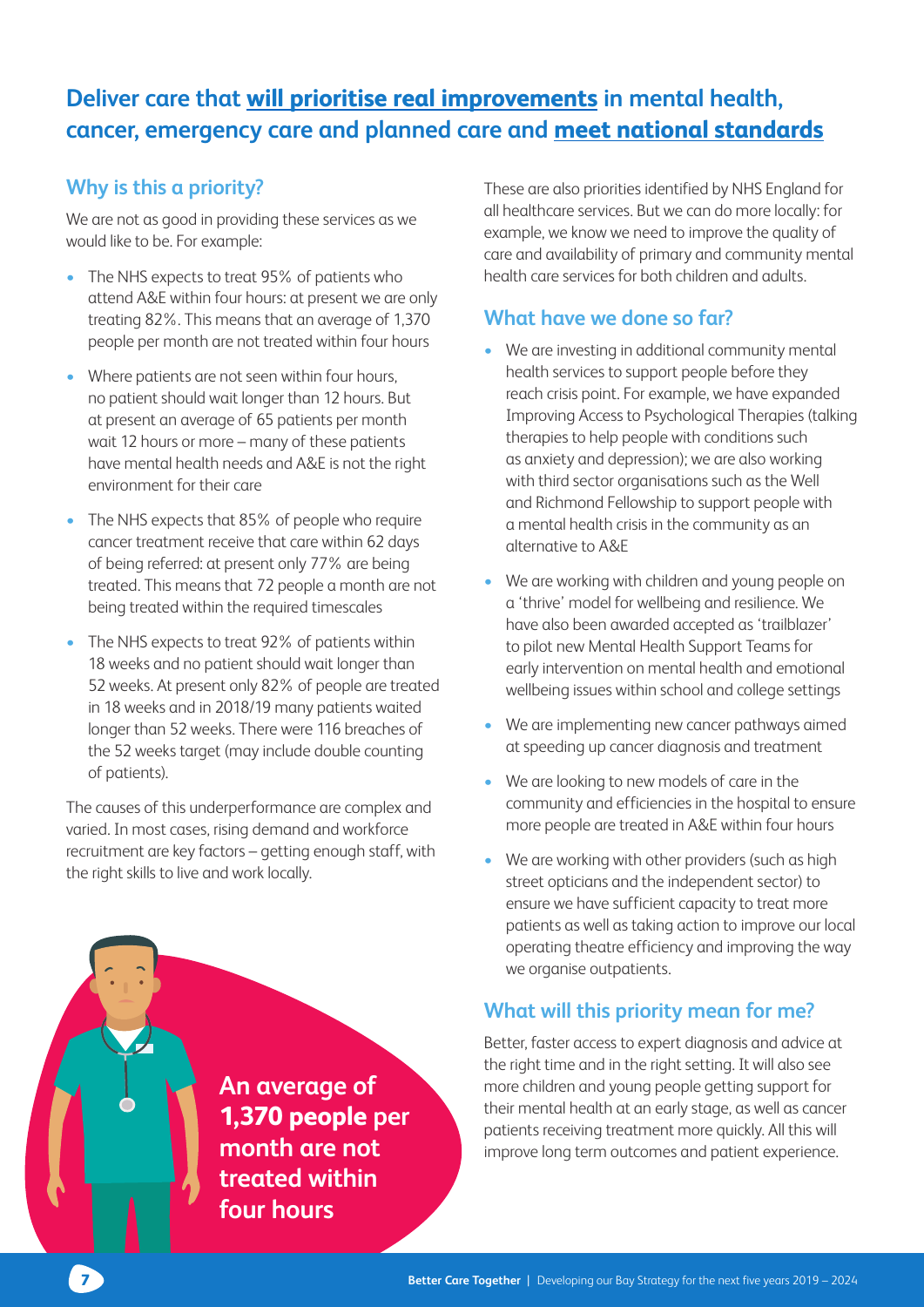## Deliver care that will prioritise real improvements in mental health, cancer, emergency care and planned care and meet national standards

### Why is this a priority?

We are not as good in providing these services as we would like to be. For example:

- The NHS expects to treat 95% of patients who attend A&E within four hours: at present we are only treating 82%. This means that an average of 1,370 people per month are not treated within four hours
- Where patients are not seen within four hours, no patient should wait longer than 12 hours. But at present an average of 65 patients per month wait 12 hours or more – many of these patients have mental health needs and A&E is not the right environment for their care
- The NHS expects that 85% of people who require cancer treatment receive that care within 62 days of being referred: at present only 77% are being treated. This means that 72 people a month are not being treated within the required timescales
- The NHS expects to treat 92% of patients within 18 weeks and no patient should wait longer than 52 weeks. At present only 82% of people are treated in 18 weeks and in 2018/19 many patients waited longer than 52 weeks. There were 116 breaches of the 52 weeks target (may include double counting of patients).

The causes of this underperformance are complex and varied. In most cases, rising demand and workforce recruitment are key factors – getting enough staff, with the right skills to live and work locally.

**An average of 1,370 people per month are not treated within four hours**

These are also priorities identified by NHS England for all healthcare services. But we can do more locally: for example, we know we need to improve the quality of care and availability of primary and community mental health care services for both children and adults.

### What have we done so far?

- We are investing in additional community mental health services to support people before they reach crisis point. For example, we have expanded Improving Access to Psychological Therapies (talking therapies to help people with conditions such as anxiety and depression); we are also working with third sector organisations such as the Well and Richmond Fellowship to support people with a mental health crisis in the community as an alternative to A&E
- We are working with children and young people on a 'thrive' model for wellbeing and resilience. We have also been awarded accepted as 'trailblazer' to pilot new Mental Health Support Teams for early intervention on mental health and emotional wellbeing issues within school and college settings
- We are implementing new cancer pathways aimed at speeding up cancer diagnosis and treatment
- We are looking to new models of care in the community and efficiencies in the hospital to ensure more people are treated in A&E within four hours
- We are working with other providers (such as high street opticians and the independent sector) to ensure we have sufficient capacity to treat more patients as well as taking action to improve our local operating theatre efficiency and improving the way we organise outpatients.

### What will this priority mean for me?

Better, faster access to expert diagnosis and advice at the right time and in the right setting. It will also see more children and young people getting support for their mental health at an early stage, as well as cancer patients receiving treatment more quickly. All this will improve long term outcomes and patient experience.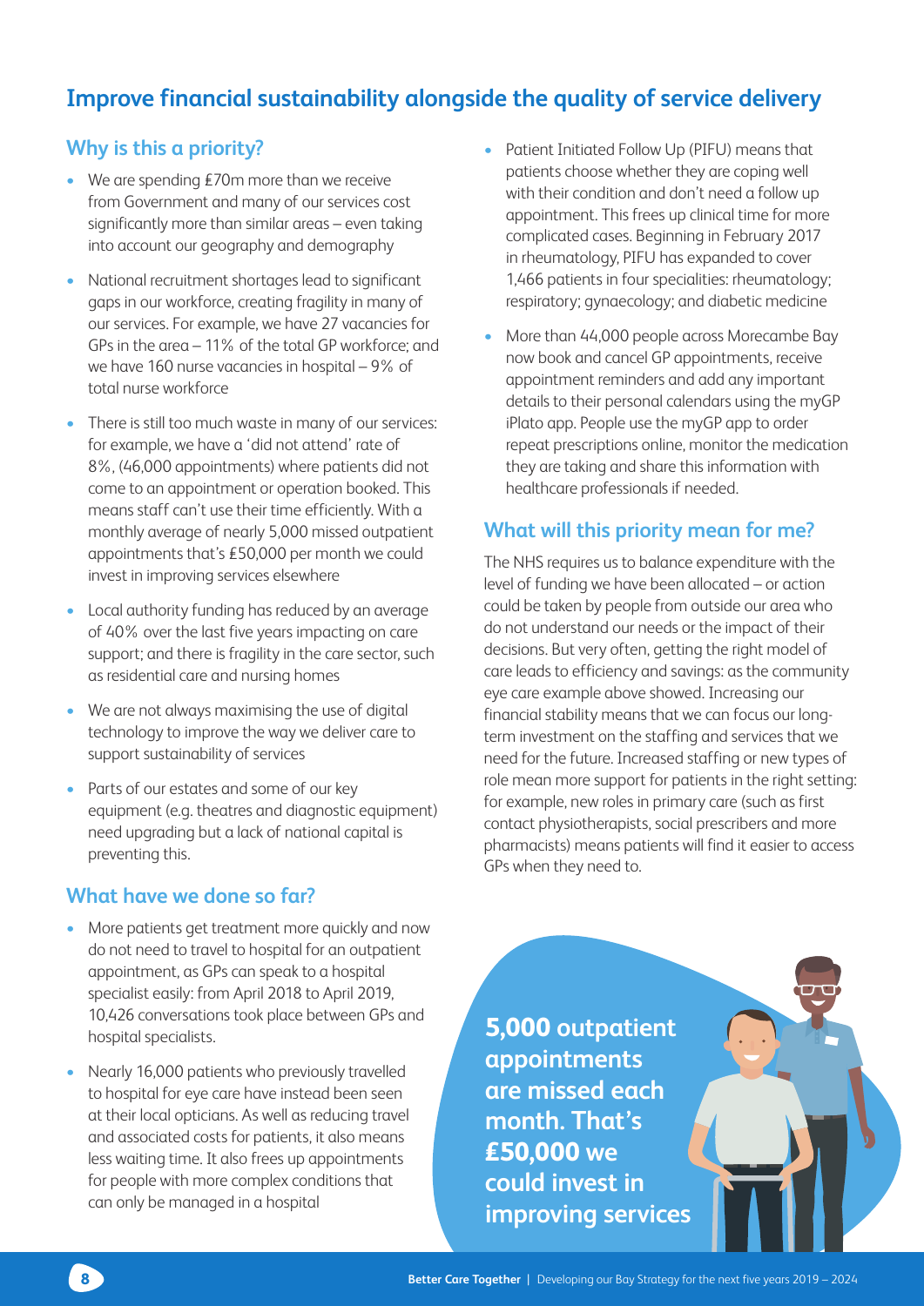## Improve financial sustainability alongside the quality of service delivery

### Why is this a priority?

- We are spending £70m more than we receive from Government and many of our services cost significantly more than similar areas – even taking into account our geography and demography
- National recruitment shortages lead to significant gaps in our workforce, creating fragility in many of our services. For example, we have 27 vacancies for GPs in the area – 11% of the total GP workforce; and we have 160 nurse vacancies in hospital – 9% of total nurse workforce
- There is still too much waste in many of our services: for example, we have a 'did not attend' rate of 8%, (46,000 appointments) where patients did not come to an appointment or operation booked. This means staff can't use their time efficiently. With a monthly average of nearly 5,000 missed outpatient appointments that's £50,000 per month we could invest in improving services elsewhere
- Local authority funding has reduced by an average of 40% over the last five years impacting on care support; and there is fragility in the care sector, such as residential care and nursing homes
- We are not always maximising the use of digital technology to improve the way we deliver care to support sustainability of services
- Parts of our estates and some of our key equipment (e.g. theatres and diagnostic equipment) need upgrading but a lack of national capital is preventing this.

### What have we done so far?

- More patients get treatment more quickly and now do not need to travel to hospital for an outpatient appointment, as GPs can speak to a hospital specialist easily: from April 2018 to April 2019, 10,426 conversations took place between GPs and hospital specialists.
- Nearly 16,000 patients who previously travelled to hospital for eye care have instead been seen at their local opticians. As well as reducing travel and associated costs for patients, it also means less waiting time. It also frees up appointments for people with more complex conditions that can only be managed in a hospital
- Patient Initiated Follow Up (PIFU) means that patients choose whether they are coping well with their condition and don't need a follow up appointment. This frees up clinical time for more complicated cases. Beginning in February 2017 in rheumatology, PIFU has expanded to cover 1,466 patients in four specialities: rheumatology; respiratory; gynaecology; and diabetic medicine
- More than 44,000 people across Morecambe Bay now book and cancel GP appointments, receive appointment reminders and add any important details to their personal calendars using the myGP iPlato app. People use the myGP app to order repeat prescriptions online, monitor the medication they are taking and share this information with healthcare professionals if needed.

### What will this priority mean for me?

The NHS requires us to balance expenditure with the level of funding we have been allocated – or action could be taken by people from outside our area who do not understand our needs or the impact of their decisions. But very often, getting the right model of care leads to efficiency and savings: as the community eye care example above showed. Increasing our financial stability means that we can focus our long-term investment on the staffing and services that we need for the future. Increased staffing or new types of role mean more support for patients in the right setting: for example, new roles in primary care (such as first contact physiotherapists, social prescribers and more pharmacists) means patients will find it easier to access GPs when they need to.

**5,000 outpatient appointments are missed each month. That's £50,000 we could invest in improving services**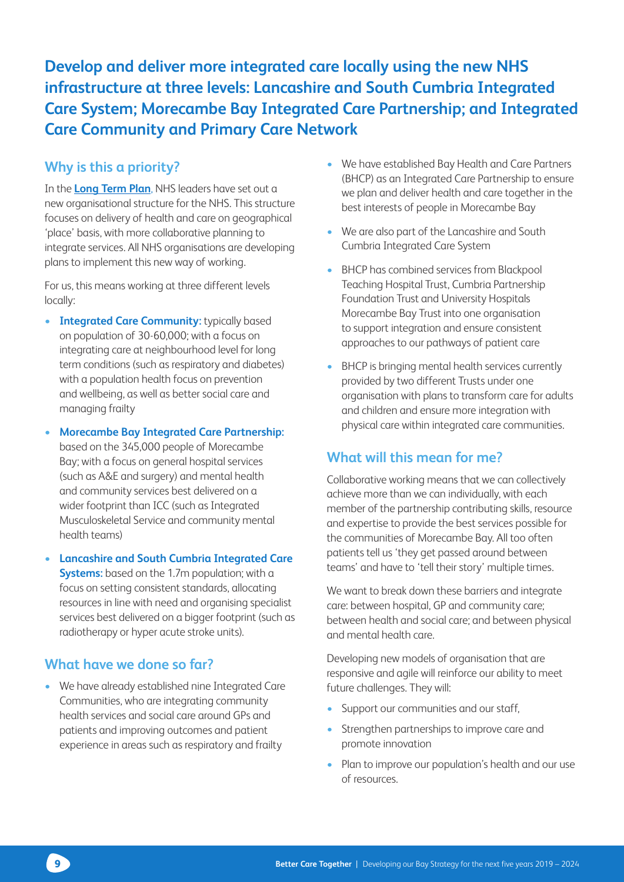# Develop and deliver more integrated care locally using the new NHS infrastructure at three levels: Lancashire and South Cumbria Integrated Care System; Morecambe Bay Integrated Care Partnership; and Integrated Care Community and Primary Care Network

## Why is this a priority?

In the **Long Term Plan**, NHS leaders have set out a new organisational structure for the NHS. This structure focuses on delivery of health and care on geographical 'place' basis, with more collaborative planning to integrate services. All NHS organisations are developing plans to implement this new way of working.

For us, this means working at three different levels locally:

- **Integrated Care Community:** typically based on population of 30-60,000; with a focus on integrating care at neighbourhood level for long term conditions (such as respiratory and diabetes) with a population health focus on prevention and wellbeing, as well as better social care and managing frailty
- **Morecambe Bay Integrated Care Partnership:** based on the 345,000 people of Morecambe Bay; with a focus on general hospital services (such as A&E and surgery) and mental health and community services best delivered on a wider footprint than ICC (such as Integrated Musculoskeletal Service and community mental health teams)
- **Lancashire and South Cumbria Integrated Care Systems:** based on the 1.7m population; with a focus on setting consistent standards, allocating resources in line with need and organising specialist services best delivered on a bigger footprint (such as radiotherapy or hyper acute stroke units).

## What have we done so far?

- We have already established nine Integrated Care Communities, who are integrating community health services and social care around GPs and patients and improving outcomes and patient experience in areas such as respiratory and frailty
- We have established Bay Health and Care Partners (BHCP) as an Integrated Care Partnership to ensure we plan and deliver health and care together in the best interests of people in Morecambe Bay
- We are also part of the Lancashire and South Cumbria Integrated Care System
- BHCP has combined services from Blackpool Teaching Hospital Trust, Cumbria Partnership Foundation Trust and University Hospitals Morecambe Bay Trust into one organisation to support integration and ensure consistent approaches to our pathways of patient care
- BHCP is bringing mental health services currently provided by two different Trusts under one organisation with plans to transform care for adults and children and ensure more integration with physical care within integrated care communities.

## What will this mean for me?

Collaborative working means that we can collectively achieve more than we can individually, with each member of the partnership contributing skills, resource and expertise to provide the best services possible for the communities of Morecambe Bay. All too often patients tell us 'they get passed around between teams' and have to 'tell their story' multiple times.

We want to break down these barriers and integrate care: between hospital, GP and community care; between health and social care; and between physical and mental health care.

Developing new models of organisation that are responsive and agile will reinforce our ability to meet future challenges. They will:

- Support our communities and our staff,
- Strengthen partnerships to improve care and promote innovation
- Plan to improve our population's health and our use of resources.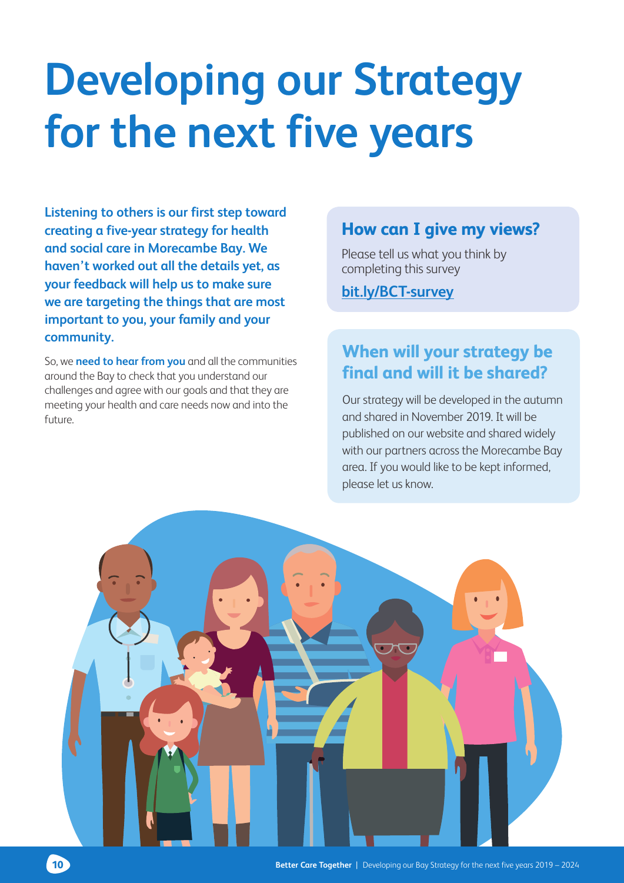# Developing our Strategy for the next five years

**Listening to others is our first step toward creating a five-year strategy for health and social care in Morecambe Bay. We haven't worked out all the details yet, as your feedback will help us to make sure we are targeting the things that are most important to you, your family and your community.**

So, we **need to hear from you** and all the communities around the Bay to check that you understand our challenges and agree with our goals and that they are meeting your health and care needs now and into the future.

## How can I give my views?

Please tell us what you think by completing this survey

**bit.ly/BCT-survey**

## When will your strategy be final and will it be shared?

Our strategy will be developed in the autumn and shared in November 2019. It will be published on our website and shared widely with our partners across the Morecambe Bay area. If you would like to be kept informed, please let us know.